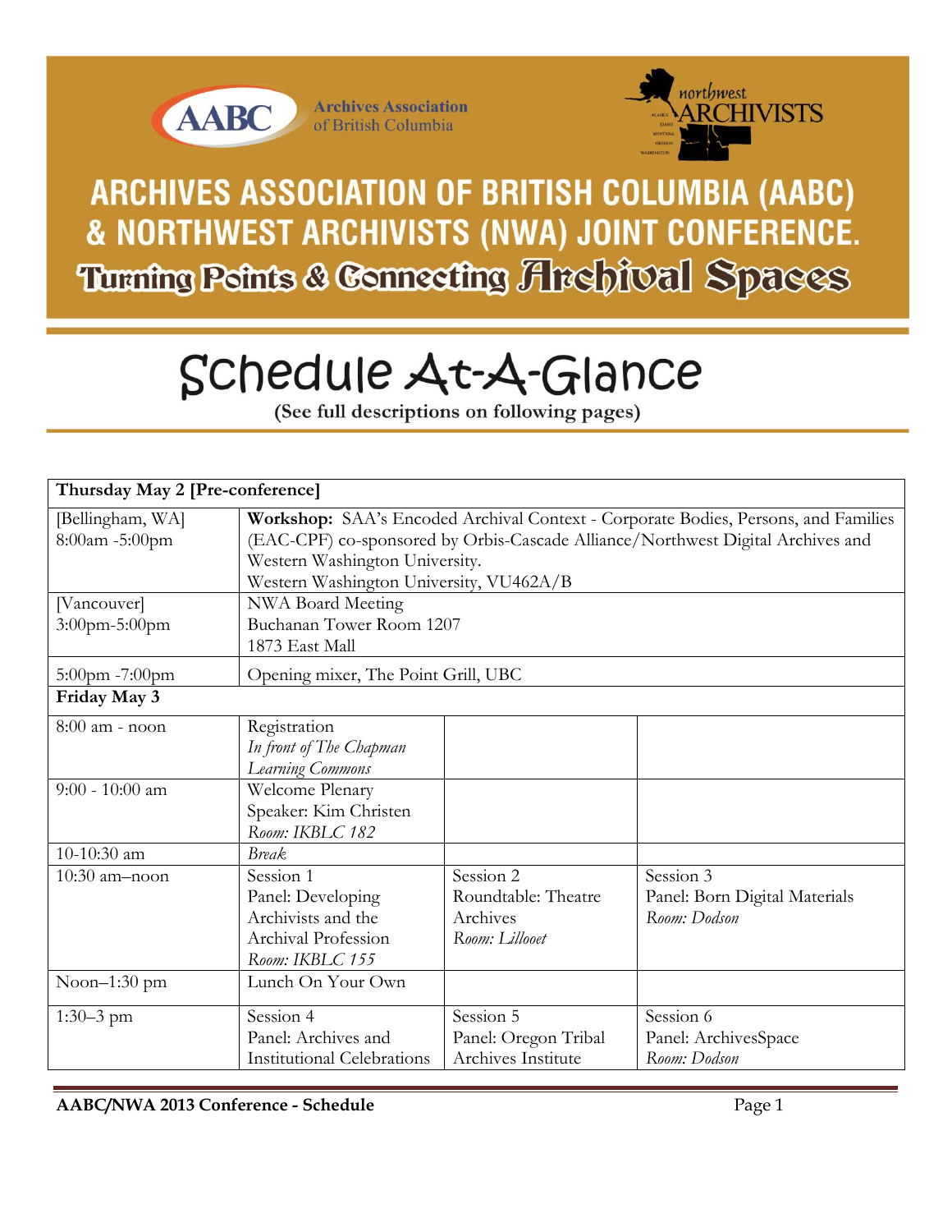Archives Association of British Columbia

northwest ARCHIVISTS

# ARCHIVES ASSOCIATION OF BRITISH COLUMBIA (AABC) & NORTHWEST ARCHIVISTS (NWA) JOINT CONFERENCE.

## Turning Points & Connecting Archival Spaces

# Schedule At-A-Glance

**(See full descriptions on following pages)**

| **Thursday May 2 [Pre-conference]** | | | |
|---|---|---|---|
| [Bellingham, WA]<br>8:00am -5:00pm | **Workshop:** SAA's Encoded Archival Context - Corporate Bodies, Persons, and Families (EAC-CPF) co-sponsored by Orbis-Cascade Alliance/Northwest Digital Archives and Western Washington University.<br>Western Washington University, VU462A/B | | |
| [Vancouver]<br>3:00pm-5:00pm | NWA Board Meeting<br>Buchanan Tower Room 1207<br>1873 East Mall | | |
| 5:00pm -7:00pm | Opening mixer, The Point Grill, UBC | | |
| **Friday May 3** | | | |
| 8:00 am - noon | Registration<br>*In front of The Chapman Learning Commons* | | |
| 9:00 - 10:00 am | Welcome Plenary<br>Speaker: Kim Christen<br>*Room: IKBLC 182* | | |
| 10-10:30 am | *Break* | | |
| 10:30 am–noon | Session 1<br>Panel: Developing Archivists and the Archival Profession<br>*Room: IKBLC 155* | Session 2<br>Roundtable: Theatre Archives<br>*Room: Lillooet* | Session 3<br>Panel: Born Digital Materials<br>*Room: Dodson* |
| Noon–1:30 pm | Lunch On Your Own | | |
| 1:30–3 pm | Session 4<br>Panel: Archives and Institutional Celebrations | Session 5<br>Panel: Oregon Tribal Archives Institute | Session 6<br>Panel: ArchivesSpace<br>*Room: Dodson* |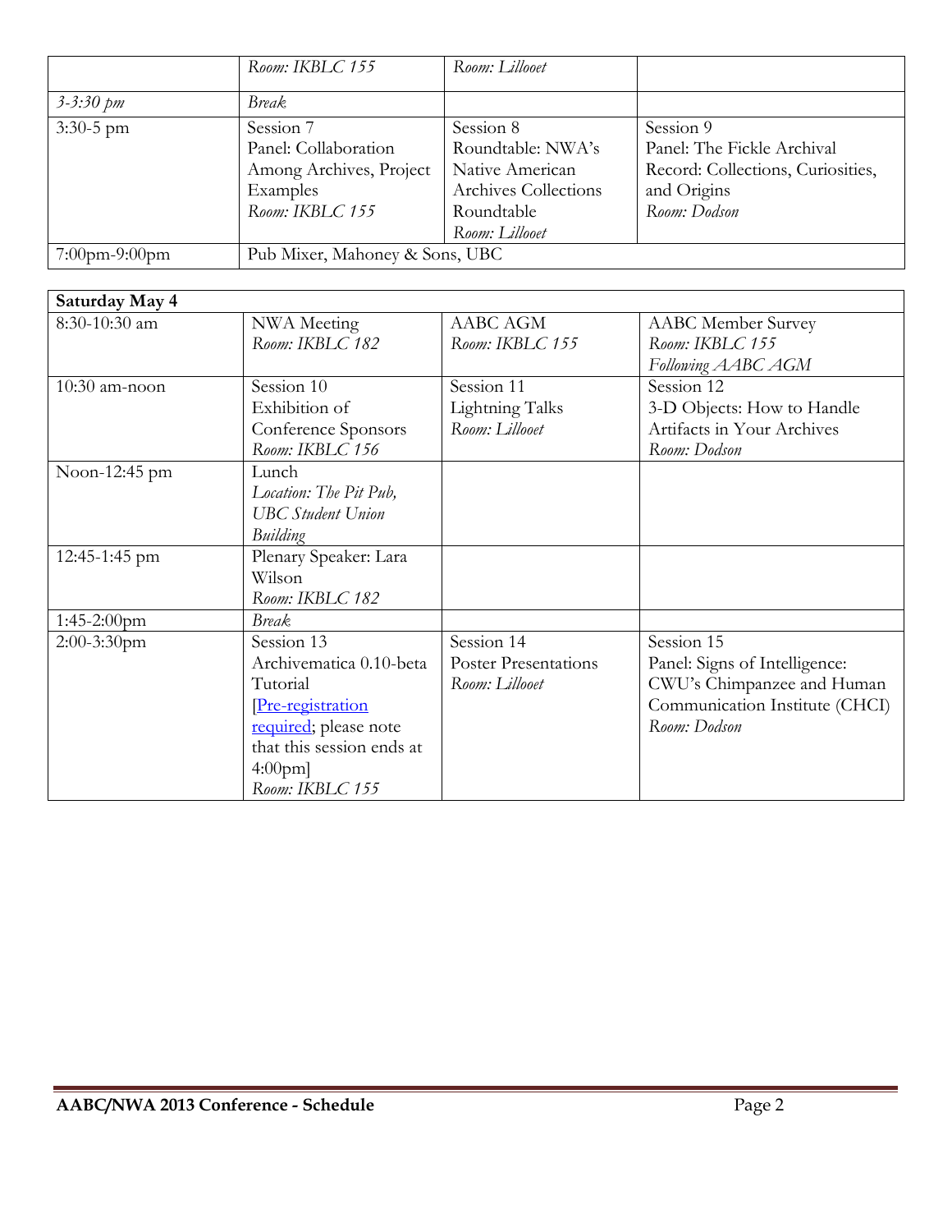| | *Room: IKBLC 155* | *Room: Lillooet* | |
|---|---|---|---|
| *3-3:30 pm* | *Break* | | |
| 3:30-5 pm | Session 7<br>Panel: Collaboration Among Archives, Project Examples<br>*Room: IKBLC 155* | Session 8<br>Roundtable: NWA's Native American Archives Collections Roundtable<br>*Room: Lillooet* | Session 9<br>Panel: The Fickle Archival Record: Collections, Curiosities, and Origins<br>*Room: Dodson* |
| 7:00pm-9:00pm | Pub Mixer, Mahoney & Sons, UBC | | |

| **Saturday May 4** | | | |
|---|---|---|---|
| 8:30-10:30 am | NWA Meeting<br>*Room: IKBLC 182* | AABC AGM<br>*Room: IKBLC 155* | AABC Member Survey<br>*Room: IKBLC 155*<br>*Following AABC AGM* |
| 10:30 am-noon | Session 10<br>Exhibition of Conference Sponsors<br>*Room: IKBLC 156* | Session 11<br>Lightning Talks<br>*Room: Lillooet* | Session 12<br>3-D Objects: How to Handle Artifacts in Your Archives<br>*Room: Dodson* |
| Noon-12:45 pm | Lunch<br>*Location: The Pit Pub, UBC Student Union Building* | | |
| 12:45-1:45 pm | Plenary Speaker: Lara Wilson<br>*Room: IKBLC 182* | | |
| 1:45-2:00pm | *Break* | | |
| 2:00-3:30pm | Session 13<br>Archivematica 0.10-beta Tutorial<br>[Pre-registration required; please note that this session ends at 4:00pm]<br>*Room: IKBLC 155* | Session 14<br>Poster Presentations<br>*Room: Lillooet* | Session 15<br>Panel: Signs of Intelligence: CWU's Chimpanzee and Human Communication Institute (CHCI)<br>*Room: Dodson* |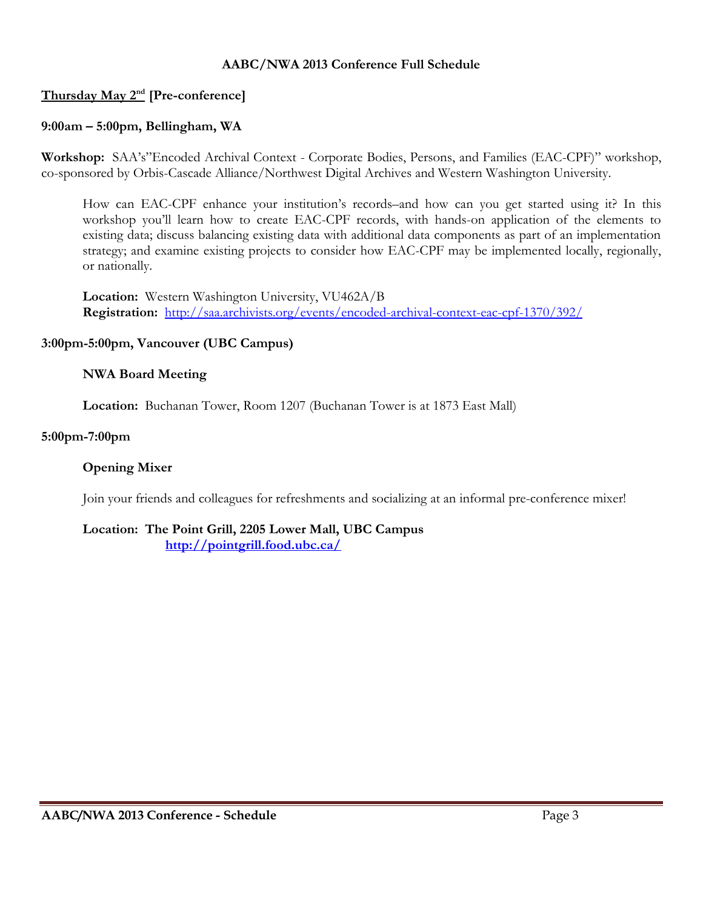**AABC/NWA 2013 Conference Full Schedule**

**Thursday May 2nd [Pre-conference]**

**9:00am – 5:00pm, Bellingham, WA**

**Workshop:** SAA's"Encoded Archival Context - Corporate Bodies, Persons, and Families (EAC-CPF)" workshop, co-sponsored by Orbis-Cascade Alliance/Northwest Digital Archives and Western Washington University.

How can EAC-CPF enhance your institution's records–and how can you get started using it? In this workshop you'll learn how to create EAC-CPF records, with hands-on application of the elements to existing data; discuss balancing existing data with additional data components as part of an implementation strategy; and examine existing projects to consider how EAC-CPF may be implemented locally, regionally, or nationally.

**Location:** Western Washington University, VU462A/B
**Registration:** http://saa.archivists.org/events/encoded-archival-context-eac-cpf-1370/392/

**3:00pm-5:00pm, Vancouver (UBC Campus)**

**NWA Board Meeting**

**Location:** Buchanan Tower, Room 1207 (Buchanan Tower is at 1873 East Mall)

**5:00pm-7:00pm**

**Opening Mixer**

Join your friends and colleagues for refreshments and socializing at an informal pre-conference mixer!

**Location: The Point Grill, 2205 Lower Mall, UBC Campus**
**http://pointgrill.food.ubc.ca/**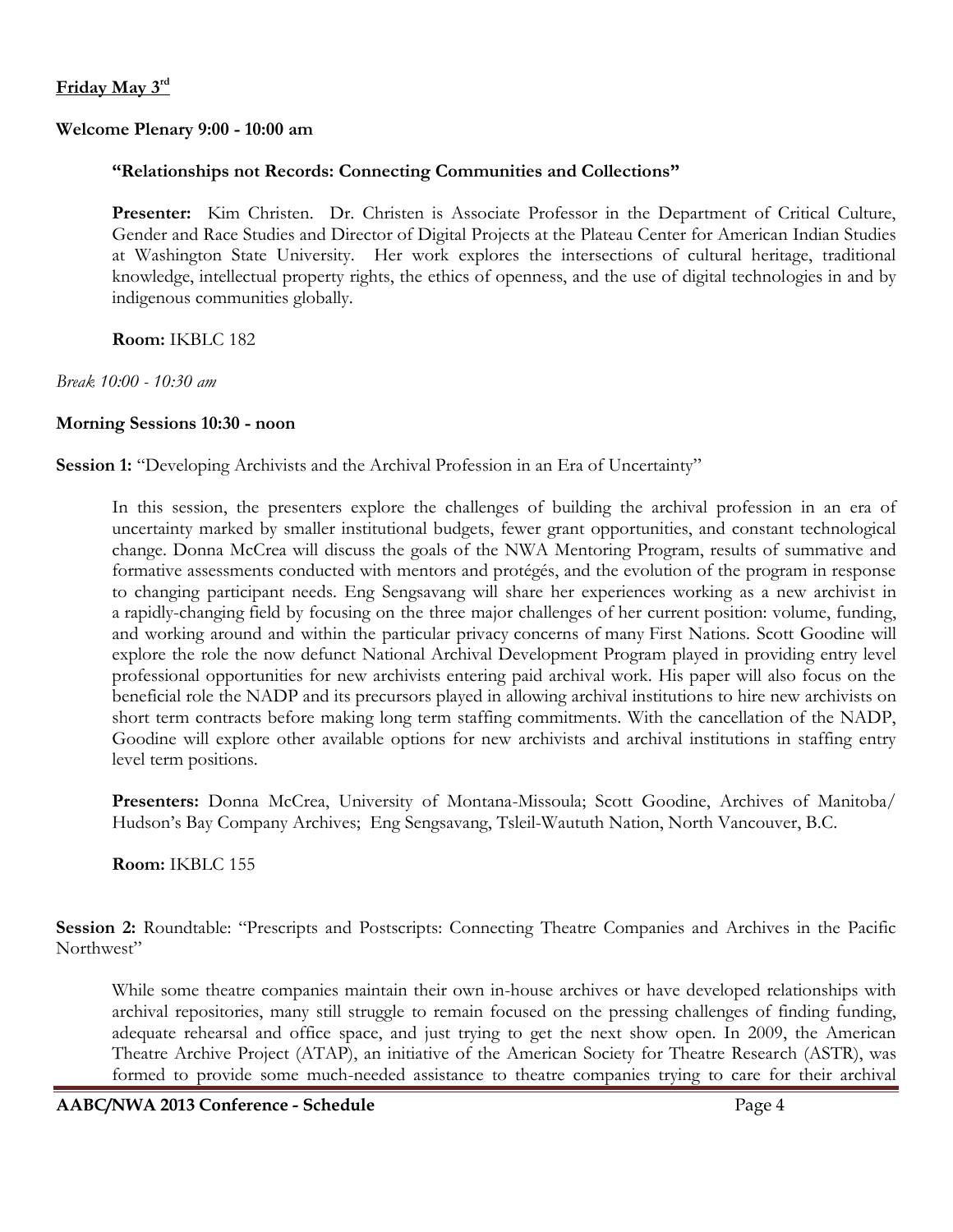**Friday May 3rd**

**Welcome Plenary 9:00 - 10:00 am**

**"Relationships not Records: Connecting Communities and Collections"**

**Presenter:** Kim Christen. Dr. Christen is Associate Professor in the Department of Critical Culture, Gender and Race Studies and Director of Digital Projects at the Plateau Center for American Indian Studies at Washington State University. Her work explores the intersections of cultural heritage, traditional knowledge, intellectual property rights, the ethics of openness, and the use of digital technologies in and by indigenous communities globally.

**Room:** IKBLC 182

*Break 10:00 - 10:30 am*

**Morning Sessions 10:30 - noon**

**Session 1:** "Developing Archivists and the Archival Profession in an Era of Uncertainty"

In this session, the presenters explore the challenges of building the archival profession in an era of uncertainty marked by smaller institutional budgets, fewer grant opportunities, and constant technological change. Donna McCrea will discuss the goals of the NWA Mentoring Program, results of summative and formative assessments conducted with mentors and protégés, and the evolution of the program in response to changing participant needs. Eng Sengsavang will share her experiences working as a new archivist in a rapidly-changing field by focusing on the three major challenges of her current position: volume, funding, and working around and within the particular privacy concerns of many First Nations. Scott Goodine will explore the role the now defunct National Archival Development Program played in providing entry level professional opportunities for new archivists entering paid archival work. His paper will also focus on the beneficial role the NADP and its precursors played in allowing archival institutions to hire new archivists on short term contracts before making long term staffing commitments. With the cancellation of the NADP, Goodine will explore other available options for new archivists and archival institutions in staffing entry level term positions.

**Presenters:** Donna McCrea, University of Montana-Missoula; Scott Goodine, Archives of Manitoba/ Hudson's Bay Company Archives; Eng Sengsavang, Tsleil-Waututh Nation, North Vancouver, B.C.

**Room:** IKBLC 155

**Session 2:** Roundtable: "Prescripts and Postscripts: Connecting Theatre Companies and Archives in the Pacific Northwest"

While some theatre companies maintain their own in-house archives or have developed relationships with archival repositories, many still struggle to remain focused on the pressing challenges of finding funding, adequate rehearsal and office space, and just trying to get the next show open. In 2009, the American Theatre Archive Project (ATAP), an initiative of the American Society for Theatre Research (ASTR), was formed to provide some much-needed assistance to theatre companies trying to care for their archival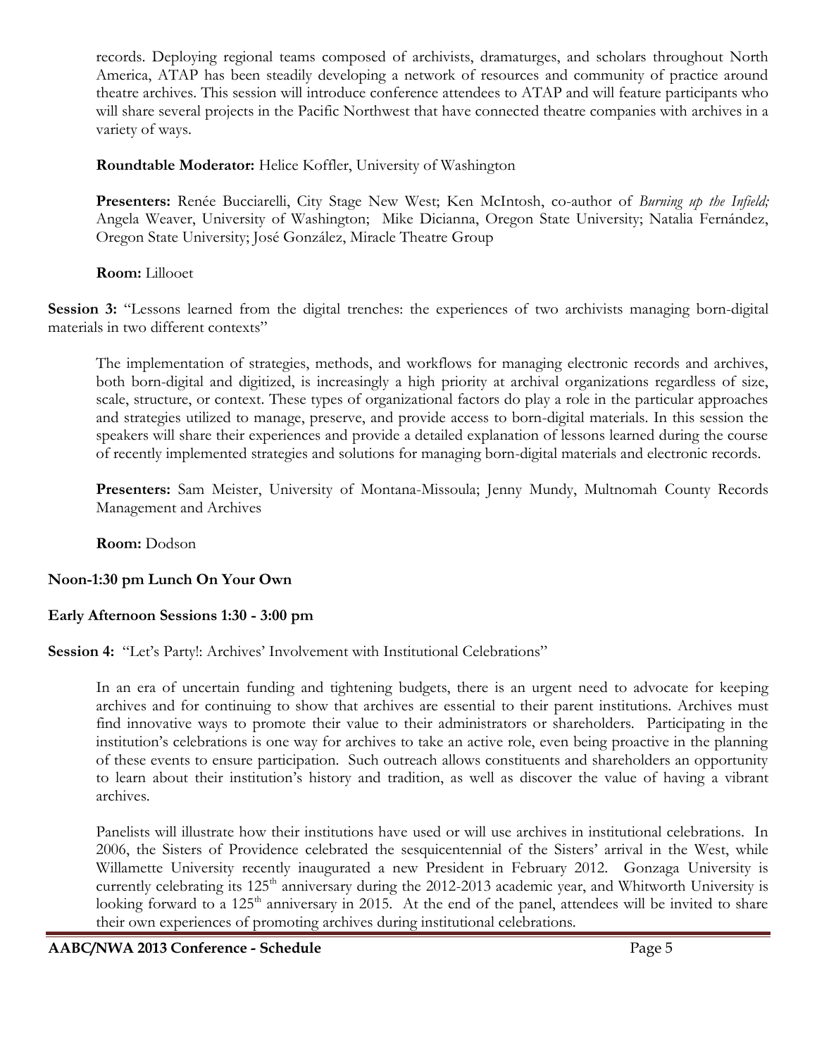records. Deploying regional teams composed of archivists, dramaturges, and scholars throughout North America, ATAP has been steadily developing a network of resources and community of practice around theatre archives. This session will introduce conference attendees to ATAP and will feature participants who will share several projects in the Pacific Northwest that have connected theatre companies with archives in a variety of ways.

**Roundtable Moderator:** Helice Koffler, University of Washington

**Presenters:** Renée Bucciarelli, City Stage New West; Ken McIntosh, co-author of *Burning up the Infield;* Angela Weaver, University of Washington; Mike Dicianna, Oregon State University; Natalia Fernández, Oregon State University; José González, Miracle Theatre Group

**Room:** Lillooet

**Session 3:** "Lessons learned from the digital trenches: the experiences of two archivists managing born-digital materials in two different contexts"

The implementation of strategies, methods, and workflows for managing electronic records and archives, both born-digital and digitized, is increasingly a high priority at archival organizations regardless of size, scale, structure, or context. These types of organizational factors do play a role in the particular approaches and strategies utilized to manage, preserve, and provide access to born-digital materials. In this session the speakers will share their experiences and provide a detailed explanation of lessons learned during the course of recently implemented strategies and solutions for managing born-digital materials and electronic records.

**Presenters:** Sam Meister, University of Montana-Missoula; Jenny Mundy, Multnomah County Records Management and Archives

**Room:** Dodson

**Noon-1:30 pm Lunch On Your Own**

**Early Afternoon Sessions 1:30 - 3:00 pm**

**Session 4:** "Let's Party!: Archives' Involvement with Institutional Celebrations"

In an era of uncertain funding and tightening budgets, there is an urgent need to advocate for keeping archives and for continuing to show that archives are essential to their parent institutions. Archives must find innovative ways to promote their value to their administrators or shareholders. Participating in the institution's celebrations is one way for archives to take an active role, even being proactive in the planning of these events to ensure participation. Such outreach allows constituents and shareholders an opportunity to learn about their institution's history and tradition, as well as discover the value of having a vibrant archives.

Panelists will illustrate how their institutions have used or will use archives in institutional celebrations. In 2006, the Sisters of Providence celebrated the sesquicentennial of the Sisters' arrival in the West, while Willamette University recently inaugurated a new President in February 2012. Gonzaga University is currently celebrating its 125th anniversary during the 2012-2013 academic year, and Whitworth University is looking forward to a 125th anniversary in 2015. At the end of the panel, attendees will be invited to share their own experiences of promoting archives during institutional celebrations.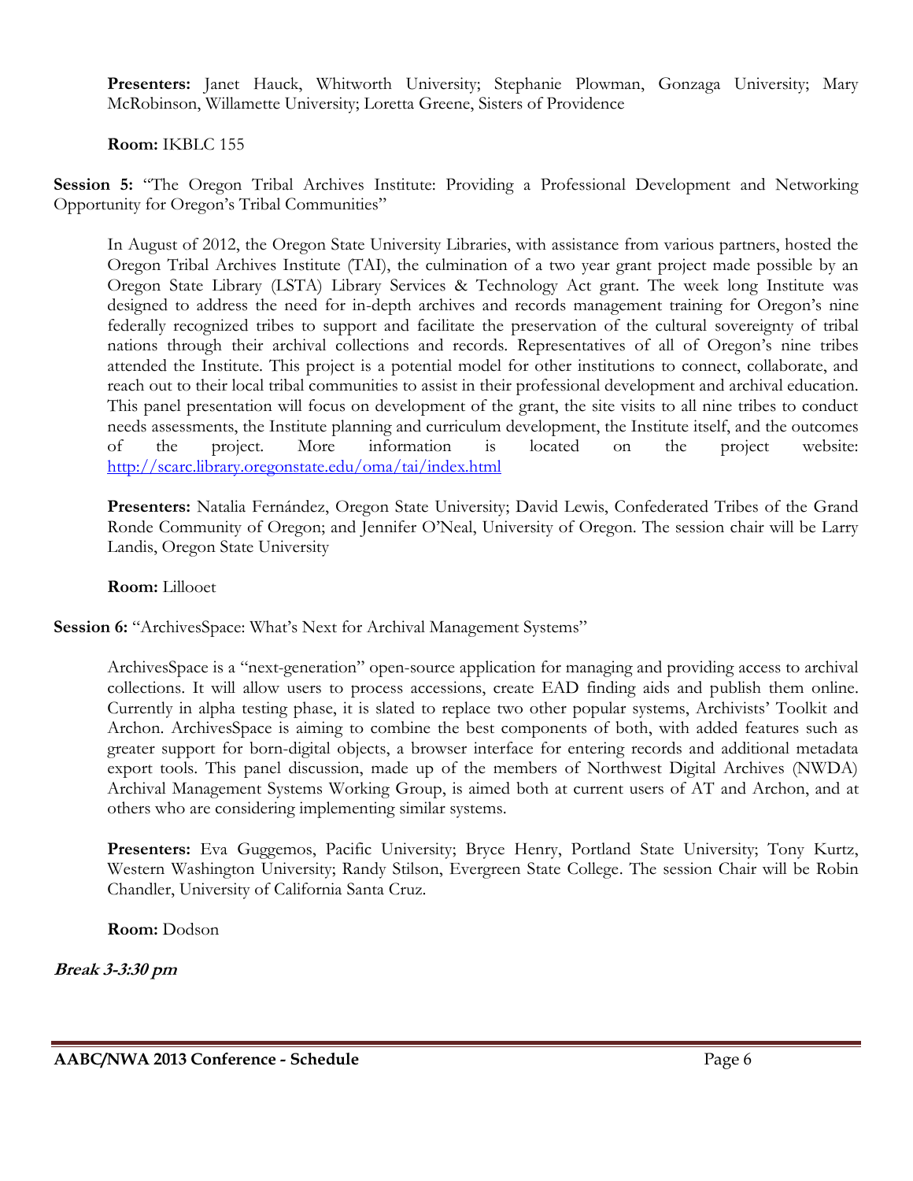**Presenters:** Janet Hauck, Whitworth University; Stephanie Plowman, Gonzaga University; Mary McRobinson, Willamette University; Loretta Greene, Sisters of Providence

**Room:** IKBLC 155

**Session 5:** "The Oregon Tribal Archives Institute: Providing a Professional Development and Networking Opportunity for Oregon's Tribal Communities"

In August of 2012, the Oregon State University Libraries, with assistance from various partners, hosted the Oregon Tribal Archives Institute (TAI), the culmination of a two year grant project made possible by an Oregon State Library (LSTA) Library Services & Technology Act grant. The week long Institute was designed to address the need for in-depth archives and records management training for Oregon's nine federally recognized tribes to support and facilitate the preservation of the cultural sovereignty of tribal nations through their archival collections and records. Representatives of all of Oregon's nine tribes attended the Institute. This project is a potential model for other institutions to connect, collaborate, and reach out to their local tribal communities to assist in their professional development and archival education. This panel presentation will focus on development of the grant, the site visits to all nine tribes to conduct needs assessments, the Institute planning and curriculum development, the Institute itself, and the outcomes of the project. More information is located on the project website: http://scarc.library.oregonstate.edu/oma/tai/index.html

**Presenters:** Natalia Fernández, Oregon State University; David Lewis, Confederated Tribes of the Grand Ronde Community of Oregon; and Jennifer O'Neal, University of Oregon. The session chair will be Larry Landis, Oregon State University

**Room:** Lillooet

**Session 6:** "ArchivesSpace: What's Next for Archival Management Systems"

ArchivesSpace is a "next-generation" open-source application for managing and providing access to archival collections. It will allow users to process accessions, create EAD finding aids and publish them online. Currently in alpha testing phase, it is slated to replace two other popular systems, Archivists' Toolkit and Archon. ArchivesSpace is aiming to combine the best components of both, with added features such as greater support for born-digital objects, a browser interface for entering records and additional metadata export tools. This panel discussion, made up of the members of Northwest Digital Archives (NWDA) Archival Management Systems Working Group, is aimed both at current users of AT and Archon, and at others who are considering implementing similar systems.

**Presenters:** Eva Guggemos, Pacific University; Bryce Henry, Portland State University; Tony Kurtz, Western Washington University; Randy Stilson, Evergreen State College. The session Chair will be Robin Chandler, University of California Santa Cruz.

**Room:** Dodson

***Break 3-3:30 pm***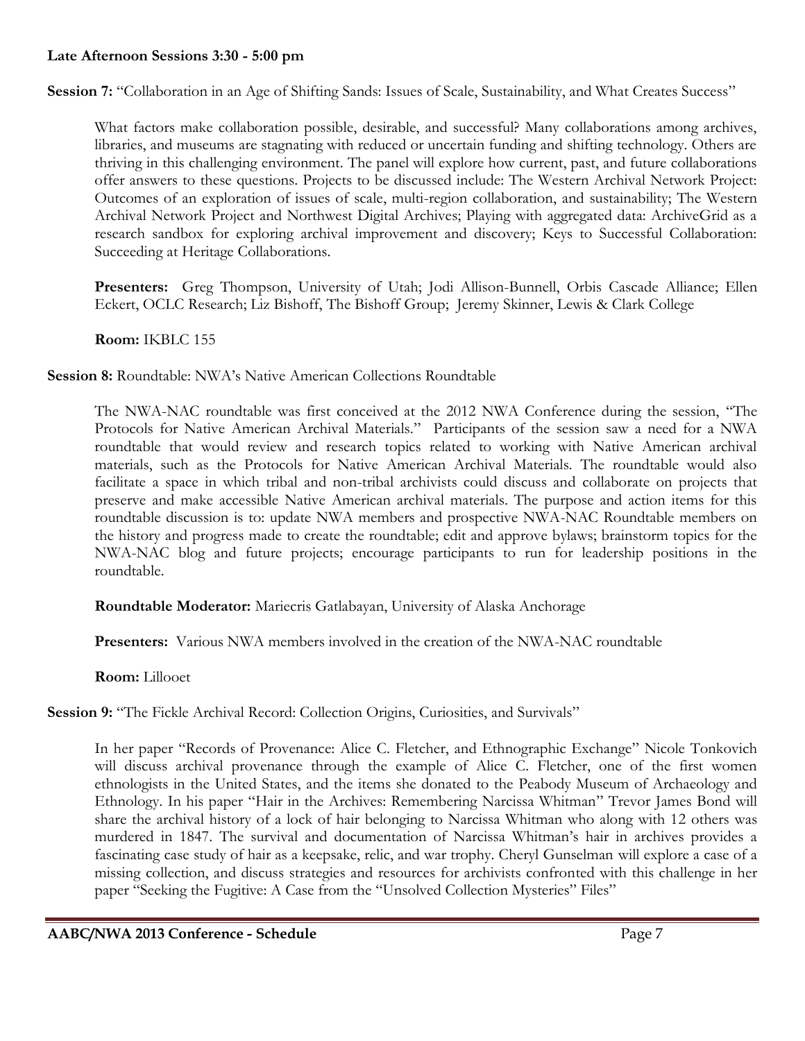**Late Afternoon Sessions 3:30 - 5:00 pm**

**Session 7:** "Collaboration in an Age of Shifting Sands: Issues of Scale, Sustainability, and What Creates Success"

What factors make collaboration possible, desirable, and successful? Many collaborations among archives, libraries, and museums are stagnating with reduced or uncertain funding and shifting technology. Others are thriving in this challenging environment. The panel will explore how current, past, and future collaborations offer answers to these questions. Projects to be discussed include: The Western Archival Network Project: Outcomes of an exploration of issues of scale, multi-region collaboration, and sustainability; The Western Archival Network Project and Northwest Digital Archives; Playing with aggregated data: ArchiveGrid as a research sandbox for exploring archival improvement and discovery; Keys to Successful Collaboration: Succeeding at Heritage Collaborations.

**Presenters:** Greg Thompson, University of Utah; Jodi Allison-Bunnell, Orbis Cascade Alliance; Ellen Eckert, OCLC Research; Liz Bishoff, The Bishoff Group; Jeremy Skinner, Lewis & Clark College

**Room:** IKBLC 155

**Session 8:** Roundtable: NWA's Native American Collections Roundtable

The NWA-NAC roundtable was first conceived at the 2012 NWA Conference during the session, "The Protocols for Native American Archival Materials." Participants of the session saw a need for a NWA roundtable that would review and research topics related to working with Native American archival materials, such as the Protocols for Native American Archival Materials. The roundtable would also facilitate a space in which tribal and non-tribal archivists could discuss and collaborate on projects that preserve and make accessible Native American archival materials. The purpose and action items for this roundtable discussion is to: update NWA members and prospective NWA-NAC Roundtable members on the history and progress made to create the roundtable; edit and approve bylaws; brainstorm topics for the NWA-NAC blog and future projects; encourage participants to run for leadership positions in the roundtable.

**Roundtable Moderator:** Mariecris Gatlabayan, University of Alaska Anchorage

**Presenters:** Various NWA members involved in the creation of the NWA-NAC roundtable

**Room:** Lillooet

**Session 9:** "The Fickle Archival Record: Collection Origins, Curiosities, and Survivals"

In her paper "Records of Provenance: Alice C. Fletcher, and Ethnographic Exchange" Nicole Tonkovich will discuss archival provenance through the example of Alice C. Fletcher, one of the first women ethnologists in the United States, and the items she donated to the Peabody Museum of Archaeology and Ethnology. In his paper "Hair in the Archives: Remembering Narcissa Whitman" Trevor James Bond will share the archival history of a lock of hair belonging to Narcissa Whitman who along with 12 others was murdered in 1847. The survival and documentation of Narcissa Whitman's hair in archives provides a fascinating case study of hair as a keepsake, relic, and war trophy. Cheryl Gunselman will explore a case of a missing collection, and discuss strategies and resources for archivists confronted with this challenge in her paper "Seeking the Fugitive: A Case from the "Unsolved Collection Mysteries" Files"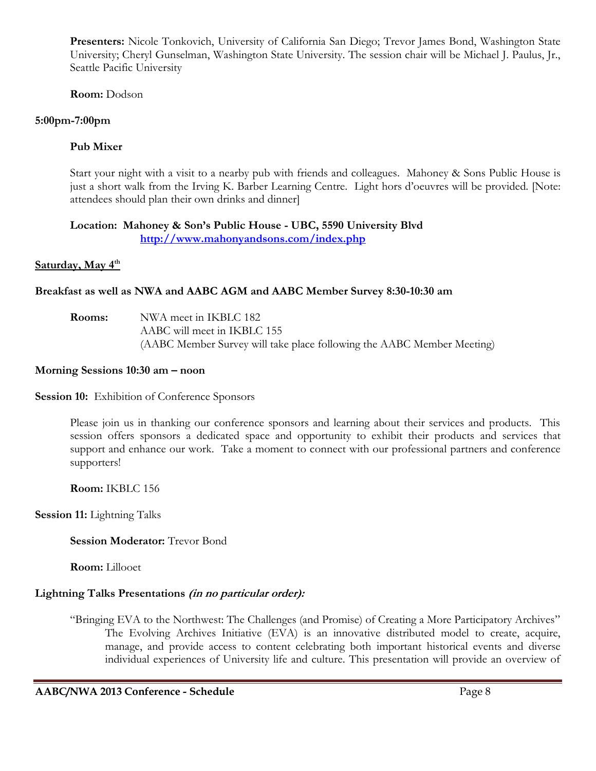**Presenters:** Nicole Tonkovich, University of California San Diego; Trevor James Bond, Washington State University; Cheryl Gunselman, Washington State University. The session chair will be Michael J. Paulus, Jr., Seattle Pacific University

**Room:** Dodson

**5:00pm-7:00pm**

**Pub Mixer**

Start your night with a visit to a nearby pub with friends and colleagues. Mahoney & Sons Public House is just a short walk from the Irving K. Barber Learning Centre. Light hors d'oeuvres will be provided. [Note: attendees should plan their own drinks and dinner]

**Location: Mahoney & Son's Public House - UBC, 5590 University Blvd**
**[http://www.mahonyandsons.com/index.php](http://www.mahonyandsons.com/index.php)**

## Saturday, May 4th

**Breakfast as well as NWA and AABC AGM and AABC Member Survey 8:30-10:30 am**

**Rooms:** NWA meet in IKBLC 182
AABC will meet in IKBLC 155
(AABC Member Survey will take place following the AABC Member Meeting)

**Morning Sessions 10:30 am – noon**

**Session 10:** Exhibition of Conference Sponsors

Please join us in thanking our conference sponsors and learning about their services and products. This session offers sponsors a dedicated space and opportunity to exhibit their products and services that support and enhance our work. Take a moment to connect with our professional partners and conference supporters!

**Room:** IKBLC 156

**Session 11:** Lightning Talks

**Session Moderator:** Trevor Bond

**Room:** Lillooet

**Lightning Talks Presentations *(in no particular order):***

"Bringing EVA to the Northwest: The Challenges (and Promise) of Creating a More Participatory Archives"
The Evolving Archives Initiative (EVA) is an innovative distributed model to create, acquire, manage, and provide access to content celebrating both important historical events and diverse individual experiences of University life and culture. This presentation will provide an overview of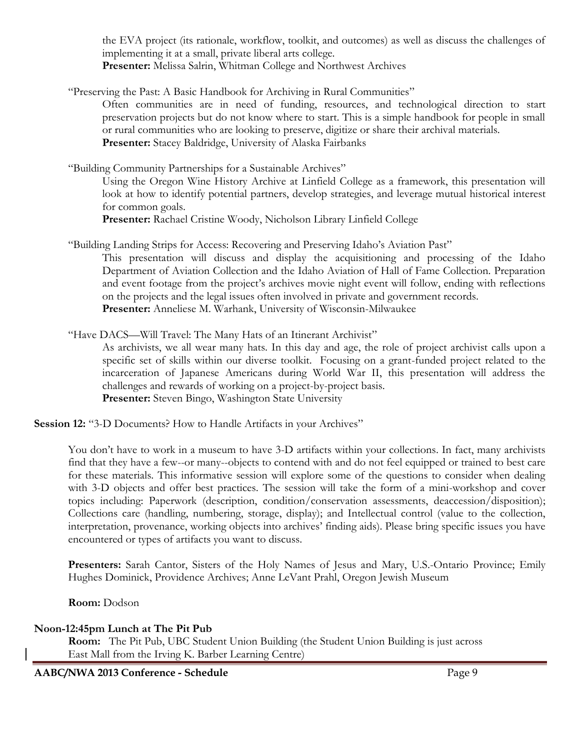the EVA project (its rationale, workflow, toolkit, and outcomes) as well as discuss the challenges of implementing it at a small, private liberal arts college.
**Presenter:** Melissa Salrin, Whitman College and Northwest Archives

"Preserving the Past: A Basic Handbook for Archiving in Rural Communities"
Often communities are in need of funding, resources, and technological direction to start preservation projects but do not know where to start. This is a simple handbook for people in small or rural communities who are looking to preserve, digitize or share their archival materials.
**Presenter:** Stacey Baldridge, University of Alaska Fairbanks

"Building Community Partnerships for a Sustainable Archives"
Using the Oregon Wine History Archive at Linfield College as a framework, this presentation will look at how to identify potential partners, develop strategies, and leverage mutual historical interest for common goals.
**Presenter:** Rachael Cristine Woody, Nicholson Library Linfield College

"Building Landing Strips for Access: Recovering and Preserving Idaho's Aviation Past"
This presentation will discuss and display the acquisitioning and processing of the Idaho Department of Aviation Collection and the Idaho Aviation of Hall of Fame Collection. Preparation and event footage from the project's archives movie night event will follow, ending with reflections on the projects and the legal issues often involved in private and government records.
**Presenter:** Anneliese M. Warhank, University of Wisconsin-Milwaukee

"Have DACS—Will Travel: The Many Hats of an Itinerant Archivist"
As archivists, we all wear many hats. In this day and age, the role of project archivist calls upon a specific set of skills within our diverse toolkit. Focusing on a grant-funded project related to the incarceration of Japanese Americans during World War II, this presentation will address the challenges and rewards of working on a project-by-project basis.
**Presenter:** Steven Bingo, Washington State University

**Session 12:** "3-D Documents? How to Handle Artifacts in your Archives"

You don't have to work in a museum to have 3-D artifacts within your collections. In fact, many archivists find that they have a few--or many--objects to contend with and do not feel equipped or trained to best care for these materials. This informative session will explore some of the questions to consider when dealing with 3-D objects and offer best practices. The session will take the form of a mini-workshop and cover topics including: Paperwork (description, condition/conservation assessments, deaccession/disposition); Collections care (handling, numbering, storage, display); and Intellectual control (value to the collection, interpretation, provenance, working objects into archives' finding aids). Please bring specific issues you have encountered or types of artifacts you want to discuss.

**Presenters:** Sarah Cantor, Sisters of the Holy Names of Jesus and Mary, U.S.-Ontario Province; Emily Hughes Dominick, Providence Archives; Anne LeVant Prahl, Oregon Jewish Museum

**Room:** Dodson

**Noon-12:45pm Lunch at The Pit Pub**
**Room:** The Pit Pub, UBC Student Union Building (the Student Union Building is just across East Mall from the Irving K. Barber Learning Centre)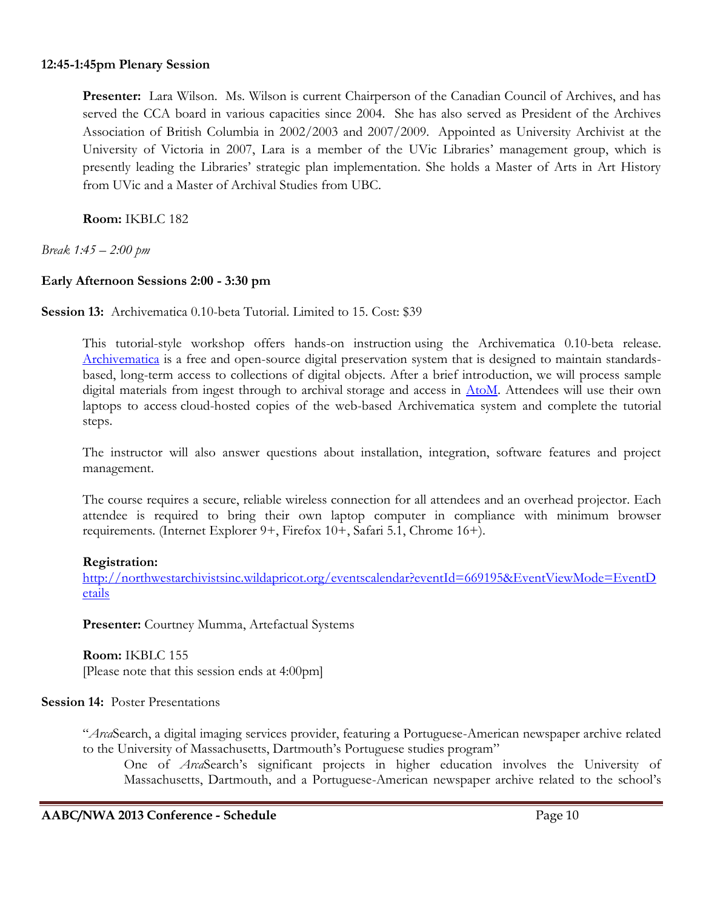**12:45-1:45pm Plenary Session**

**Presenter:** Lara Wilson. Ms. Wilson is current Chairperson of the Canadian Council of Archives, and has served the CCA board in various capacities since 2004. She has also served as President of the Archives Association of British Columbia in 2002/2003 and 2007/2009. Appointed as University Archivist at the University of Victoria in 2007, Lara is a member of the UVic Libraries' management group, which is presently leading the Libraries' strategic plan implementation. She holds a Master of Arts in Art History from UVic and a Master of Archival Studies from UBC.

**Room:** IKBLC 182

*Break 1:45 – 2:00 pm*

**Early Afternoon Sessions 2:00 - 3:30 pm**

**Session 13:** Archivematica 0.10-beta Tutorial. Limited to 15. Cost: $39

This tutorial-style workshop offers hands-on instruction using the Archivematica 0.10-beta release. Archivematica is a free and open-source digital preservation system that is designed to maintain standards-based, long-term access to collections of digital objects. After a brief introduction, we will process sample digital materials from ingest through to archival storage and access in AtoM. Attendees will use their own laptops to access cloud-hosted copies of the web-based Archivematica system and complete the tutorial steps.

The instructor will also answer questions about installation, integration, software features and project management.

The course requires a secure, reliable wireless connection for all attendees and an overhead projector. Each attendee is required to bring their own laptop computer in compliance with minimum browser requirements. (Internet Explorer 9+, Firefox 10+, Safari 5.1, Chrome 16+).

**Registration:**
http://northwestarchivistsinc.wildapricot.org/eventscalendar?eventId=669195&EventViewMode=EventDetails

**Presenter:** Courtney Mumma, Artefactual Systems

**Room:** IKBLC 155
[Please note that this session ends at 4:00pm]

**Session 14:** Poster Presentations

"*Arca*Search, a digital imaging services provider, featuring a Portuguese-American newspaper archive related to the University of Massachusetts, Dartmouth's Portuguese studies program"

One of *Arca*Search's significant projects in higher education involves the University of Massachusetts, Dartmouth, and a Portuguese-American newspaper archive related to the school's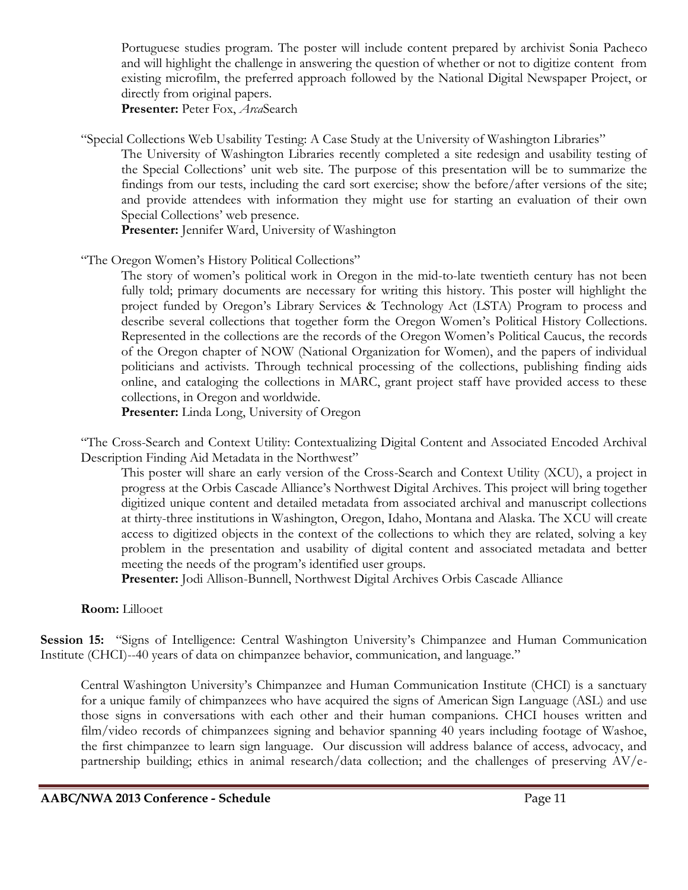Portuguese studies program. The poster will include content prepared by archivist Sonia Pacheco and will highlight the challenge in answering the question of whether or not to digitize content from existing microfilm, the preferred approach followed by the National Digital Newspaper Project, or directly from original papers.
**Presenter:** Peter Fox, *Arca*Search

"Special Collections Web Usability Testing: A Case Study at the University of Washington Libraries"

The University of Washington Libraries recently completed a site redesign and usability testing of the Special Collections' unit web site. The purpose of this presentation will be to summarize the findings from our tests, including the card sort exercise; show the before/after versions of the site; and provide attendees with information they might use for starting an evaluation of their own Special Collections' web presence.
**Presenter:** Jennifer Ward, University of Washington

"The Oregon Women's History Political Collections"

The story of women's political work in Oregon in the mid-to-late twentieth century has not been fully told; primary documents are necessary for writing this history. This poster will highlight the project funded by Oregon's Library Services & Technology Act (LSTA) Program to process and describe several collections that together form the Oregon Women's Political History Collections. Represented in the collections are the records of the Oregon Women's Political Caucus, the records of the Oregon chapter of NOW (National Organization for Women), and the papers of individual politicians and activists. Through technical processing of the collections, publishing finding aids online, and cataloging the collections in MARC, grant project staff have provided access to these collections, in Oregon and worldwide.
**Presenter:** Linda Long, University of Oregon

"The Cross-Search and Context Utility: Contextualizing Digital Content and Associated Encoded Archival Description Finding Aid Metadata in the Northwest"

This poster will share an early version of the Cross-Search and Context Utility (XCU), a project in progress at the Orbis Cascade Alliance's Northwest Digital Archives. This project will bring together digitized unique content and detailed metadata from associated archival and manuscript collections at thirty-three institutions in Washington, Oregon, Idaho, Montana and Alaska. The XCU will create access to digitized objects in the context of the collections to which they are related, solving a key problem in the presentation and usability of digital content and associated metadata and better meeting the needs of the program's identified user groups.
**Presenter:** Jodi Allison-Bunnell, Northwest Digital Archives Orbis Cascade Alliance

**Room:** Lillooet

**Session 15:** "Signs of Intelligence: Central Washington University's Chimpanzee and Human Communication Institute (CHCI)--40 years of data on chimpanzee behavior, communication, and language."

Central Washington University's Chimpanzee and Human Communication Institute (CHCI) is a sanctuary for a unique family of chimpanzees who have acquired the signs of American Sign Language (ASL) and use those signs in conversations with each other and their human companions. CHCI houses written and film/video records of chimpanzees signing and behavior spanning 40 years including footage of Washoe, the first chimpanzee to learn sign language. Our discussion will address balance of access, advocacy, and partnership building; ethics in animal research/data collection; and the challenges of preserving AV/e-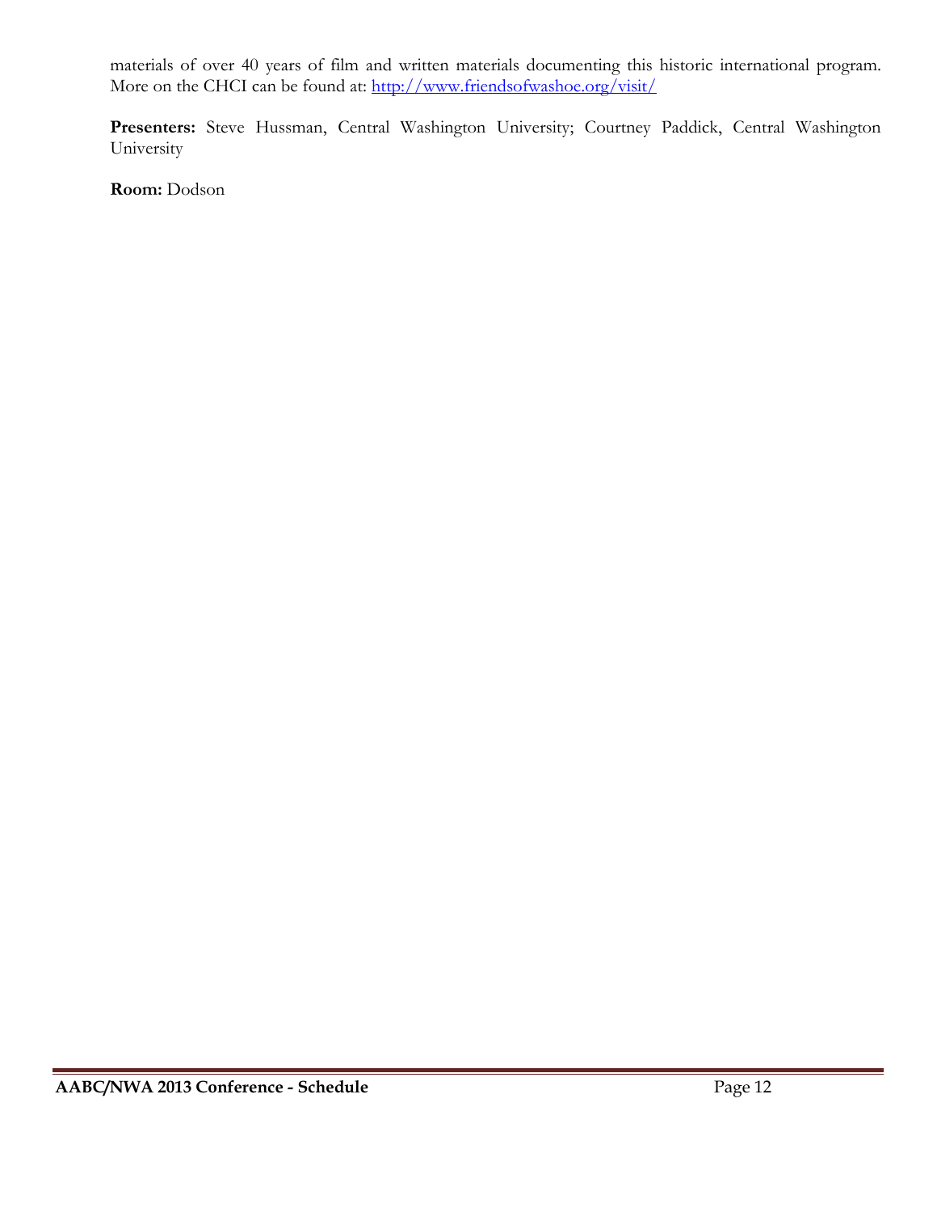materials of over 40 years of film and written materials documenting this historic international program. More on the CHCI can be found at: [http://www.friendsofwashoe.org/visit/](http://www.friendsofwashoe.org/visit/)

**Presenters:** Steve Hussman, Central Washington University; Courtney Paddick, Central Washington University

**Room:** Dodson